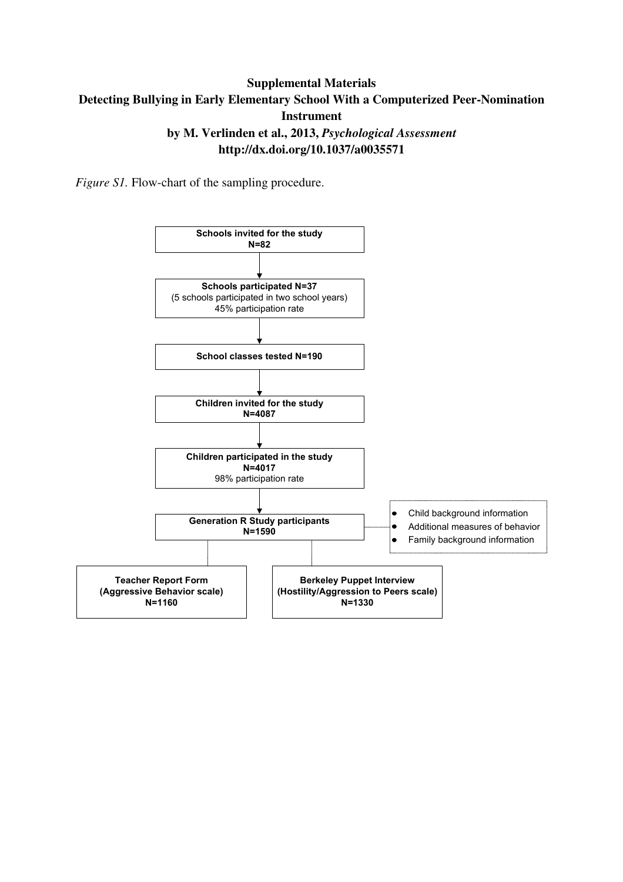**Supplemental Materials**

**Detecting Bullying in Early Elementary School With a Computerized Peer-Nomination Instrument**

**by M. Verlinden et al., 2013, *Psychological Assessment***

**http://dx.doi.org/10.1037/a0035571**

*Figure S1.* Flow-chart of the sampling procedure.

**Schools invited for the study**
**N=82**

↓

**Schools participated N=37**
(5 schools participated in two school years)
45% participation rate

↓

**School classes tested N=190**

↓

**Children invited for the study**
**N=4087**

↓

**Children participated in the study**
**N=4017**
98% participation rate

↓

**Generation R Study participants**
**N=1590**

- Child background information
- Additional measures of behavior
- Family background information

**Teacher Report Form**
**(Aggressive Behavior scale)**
**N=1160**

**Berkeley Puppet Interview**
**(Hostility/Aggression to Peers scale)**
**N=1330**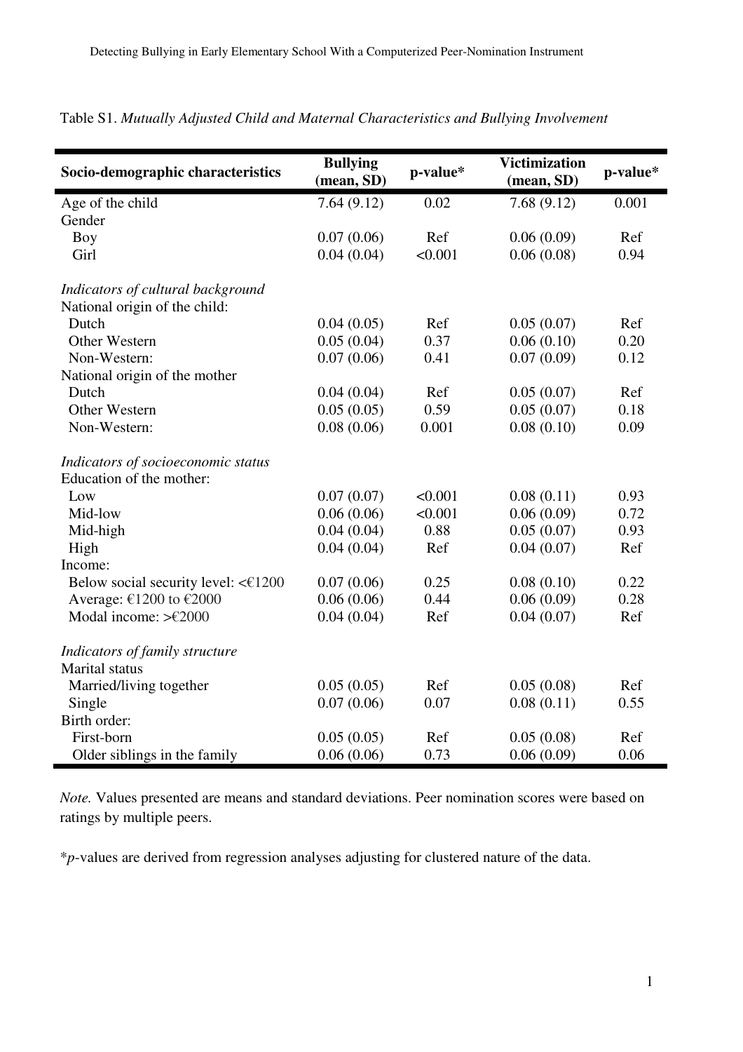Table S1. *Mutually Adjusted Child and Maternal Characteristics and Bullying Involvement*

| Socio-demographic characteristics | Bullying (mean, SD) | p-value* | Victimization (mean, SD) | p-value* |
|---|---|---|---|---|
| Age of the child | 7.64 (9.12) | 0.02 | 7.68 (9.12) | 0.001 |
| Gender | | | | |
| Boy | 0.07 (0.06) | Ref | 0.06 (0.09) | Ref |
| Girl | 0.04 (0.04) | <0.001 | 0.06 (0.08) | 0.94 |
| *Indicators of cultural background* | | | | |
| National origin of the child: | | | | |
| Dutch | 0.04 (0.05) | Ref | 0.05 (0.07) | Ref |
| Other Western | 0.05 (0.04) | 0.37 | 0.06 (0.10) | 0.20 |
| Non-Western: | 0.07 (0.06) | 0.41 | 0.07 (0.09) | 0.12 |
| National origin of the mother | | | | |
| Dutch | 0.04 (0.04) | Ref | 0.05 (0.07) | Ref |
| Other Western | 0.05 (0.05) | 0.59 | 0.05 (0.07) | 0.18 |
| Non-Western: | 0.08 (0.06) | 0.001 | 0.08 (0.10) | 0.09 |
| *Indicators of socioeconomic status* | | | | |
| Education of the mother: | | | | |
| Low | 0.07 (0.07) | <0.001 | 0.08 (0.11) | 0.93 |
| Mid-low | 0.06 (0.06) | <0.001 | 0.06 (0.09) | 0.72 |
| Mid-high | 0.04 (0.04) | 0.88 | 0.05 (0.07) | 0.93 |
| High | 0.04 (0.04) | Ref | 0.04 (0.07) | Ref |
| Income: | | | | |
| Below social security level: <€1200 | 0.07 (0.06) | 0.25 | 0.08 (0.10) | 0.22 |
| Average: €1200 to €2000 | 0.06 (0.06) | 0.44 | 0.06 (0.09) | 0.28 |
| Modal income: >€2000 | 0.04 (0.04) | Ref | 0.04 (0.07) | Ref |
| *Indicators of family structure* | | | | |
| Marital status | | | | |
| Married/living together | 0.05 (0.05) | Ref | 0.05 (0.08) | Ref |
| Single | 0.07 (0.06) | 0.07 | 0.08 (0.11) | 0.55 |
| Birth order: | | | | |
| First-born | 0.05 (0.05) | Ref | 0.05 (0.08) | Ref |
| Older siblings in the family | 0.06 (0.06) | 0.73 | 0.06 (0.09) | 0.06 |

*Note.* Values presented are means and standard deviations. Peer nomination scores were based on ratings by multiple peers.

**p*-values are derived from regression analyses adjusting for clustered nature of the data.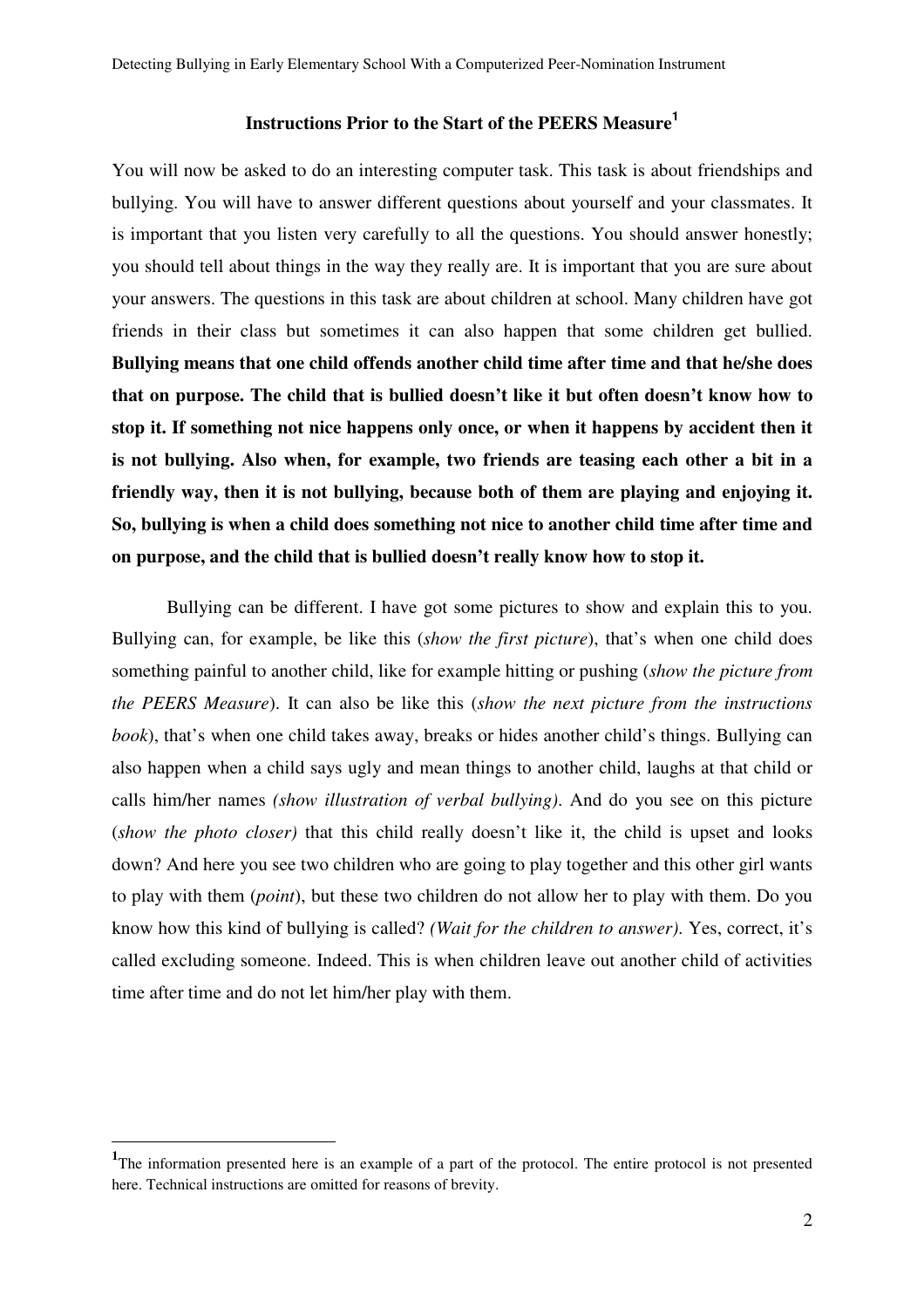## Instructions Prior to the Start of the PEERS Measure[1]

You will now be asked to do an interesting computer task. This task is about friendships and bullying. You will have to answer different questions about yourself and your classmates. It is important that you listen very carefully to all the questions. You should answer honestly; you should tell about things in the way they really are. It is important that you are sure about your answers. The questions in this task are about children at school. Many children have got friends in their class but sometimes it can also happen that some children get bullied. **Bullying means that one child offends another child time after time and that he/she does that on purpose. The child that is bullied doesn't like it but often doesn't know how to stop it. If something not nice happens only once, or when it happens by accident then it is not bullying. Also when, for example, two friends are teasing each other a bit in a friendly way, then it is not bullying, because both of them are playing and enjoying it. So, bullying is when a child does something not nice to another child time after time and on purpose, and the child that is bullied doesn't really know how to stop it.**

Bullying can be different. I have got some pictures to show and explain this to you. Bullying can, for example, be like this (*show the first picture*), that's when one child does something painful to another child, like for example hitting or pushing (*show the picture from the PEERS Measure*). It can also be like this (*show the next picture from the instructions book*), that's when one child takes away, breaks or hides another child's things. Bullying can also happen when a child says ugly and mean things to another child, laughs at that child or calls him/her names *(show illustration of verbal bullying)*. And do you see on this picture (*show the photo closer)* that this child really doesn't like it, the child is upset and looks down? And here you see two children who are going to play together and this other girl wants to play with them (*point*), but these two children do not allow her to play with them. Do you know how this kind of bullying is called? *(Wait for the children to answer)*. Yes, correct, it's called excluding someone. Indeed. This is when children leave out another child of activities time after time and do not let him/her play with them.

---

[1] The information presented here is an example of a part of the protocol. The entire protocol is not presented here. Technical instructions are omitted for reasons of brevity.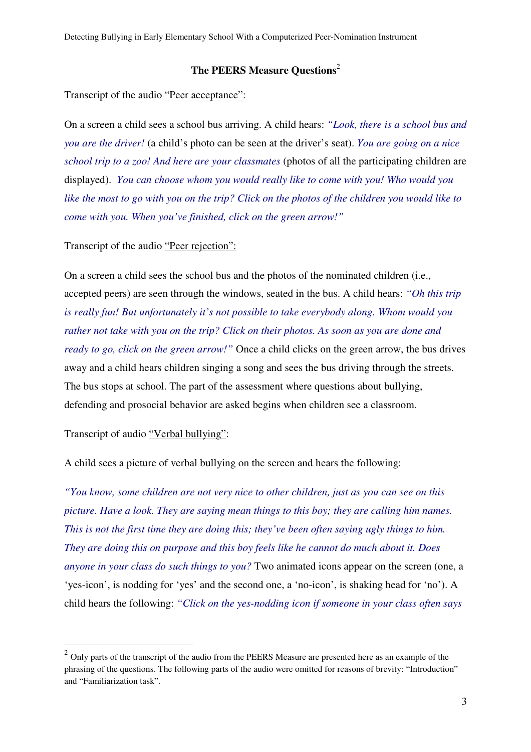## The PEERS Measure Questions[2]

Transcript of the audio "Peer acceptance":

On a screen a child sees a school bus arriving. A child hears: *"Look, there is a school bus and you are the driver!* (a child's photo can be seen at the driver's seat). *You are going on a nice school trip to a zoo! And here are your classmates* (photos of all the participating children are displayed). *You can choose whom you would really like to come with you! Who would you like the most to go with you on the trip? Click on the photos of the children you would like to come with you. When you've finished, click on the green arrow!"*

Transcript of the audio "Peer rejection":

On a screen a child sees the school bus and the photos of the nominated children (i.e., accepted peers) are seen through the windows, seated in the bus. A child hears: *"Oh this trip is really fun! But unfortunately it's not possible to take everybody along. Whom would you rather not take with you on the trip? Click on their photos. As soon as you are done and ready to go, click on the green arrow!"* Once a child clicks on the green arrow, the bus drives away and a child hears children singing a song and sees the bus driving through the streets. The bus stops at school. The part of the assessment where questions about bullying, defending and prosocial behavior are asked begins when children see a classroom.

Transcript of audio "Verbal bullying":

A child sees a picture of verbal bullying on the screen and hears the following:

*"You know, some children are not very nice to other children, just as you can see on this picture. Have a look. They are saying mean things to this boy; they are calling him names. This is not the first time they are doing this; they've been often saying ugly things to him. They are doing this on purpose and this boy feels like he cannot do much about it. Does anyone in your class do such things to you?* Two animated icons appear on the screen (one, a 'yes-icon', is nodding for 'yes' and the second one, a 'no-icon', is shaking head for 'no'). A child hears the following: *"Click on the yes-nodding icon if someone in your class often says*

[2] Only parts of the transcript of the audio from the PEERS Measure are presented here as an example of the phrasing of the questions. The following parts of the audio were omitted for reasons of brevity: "Introduction" and "Familiarization task".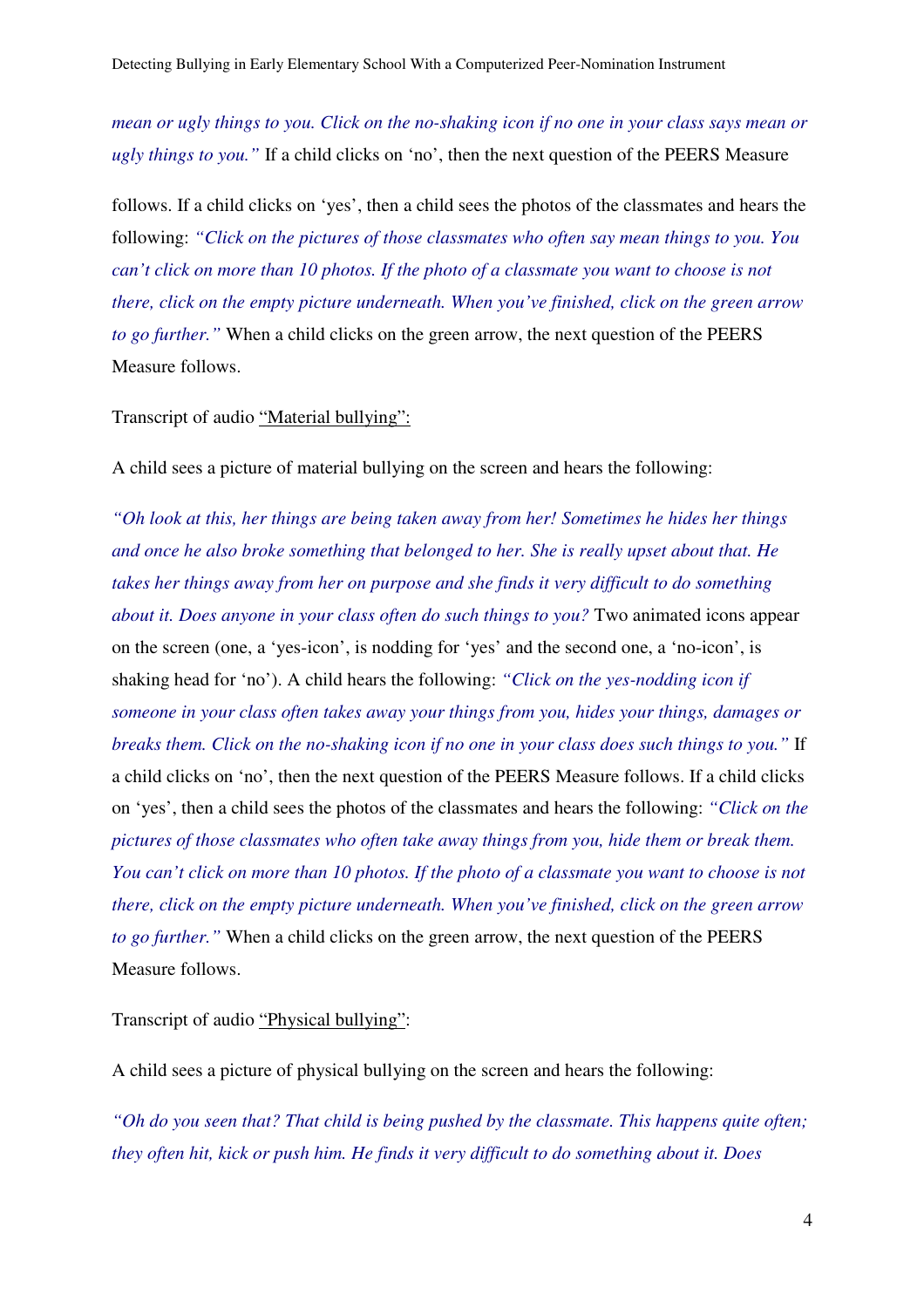*mean or ugly things to you. Click on the no-shaking icon if no one in your class says mean or ugly things to you."* If a child clicks on 'no', then the next question of the PEERS Measure follows. If a child clicks on 'yes', then a child sees the photos of the classmates and hears the following: *"Click on the pictures of those classmates who often say mean things to you. You can't click on more than 10 photos. If the photo of a classmate you want to choose is not there, click on the empty picture underneath. When you've finished, click on the green arrow to go further."* When a child clicks on the green arrow, the next question of the PEERS Measure follows.

Transcript of audio "Material bullying":

A child sees a picture of material bullying on the screen and hears the following:

*"Oh look at this, her things are being taken away from her! Sometimes he hides her things and once he also broke something that belonged to her. She is really upset about that. He takes her things away from her on purpose and she finds it very difficult to do something about it. Does anyone in your class often do such things to you?* Two animated icons appear on the screen (one, a 'yes-icon', is nodding for 'yes' and the second one, a 'no-icon', is shaking head for 'no'). A child hears the following: *"Click on the yes-nodding icon if someone in your class often takes away your things from you, hides your things, damages or breaks them. Click on the no-shaking icon if no one in your class does such things to you."* If a child clicks on 'no', then the next question of the PEERS Measure follows. If a child clicks on 'yes', then a child sees the photos of the classmates and hears the following: *"Click on the pictures of those classmates who often take away things from you, hide them or break them. You can't click on more than 10 photos. If the photo of a classmate you want to choose is not there, click on the empty picture underneath. When you've finished, click on the green arrow to go further."* When a child clicks on the green arrow, the next question of the PEERS Measure follows.

Transcript of audio "Physical bullying":

A child sees a picture of physical bullying on the screen and hears the following:

*"Oh do you seen that? That child is being pushed by the classmate. This happens quite often; they often hit, kick or push him. He finds it very difficult to do something about it. Does*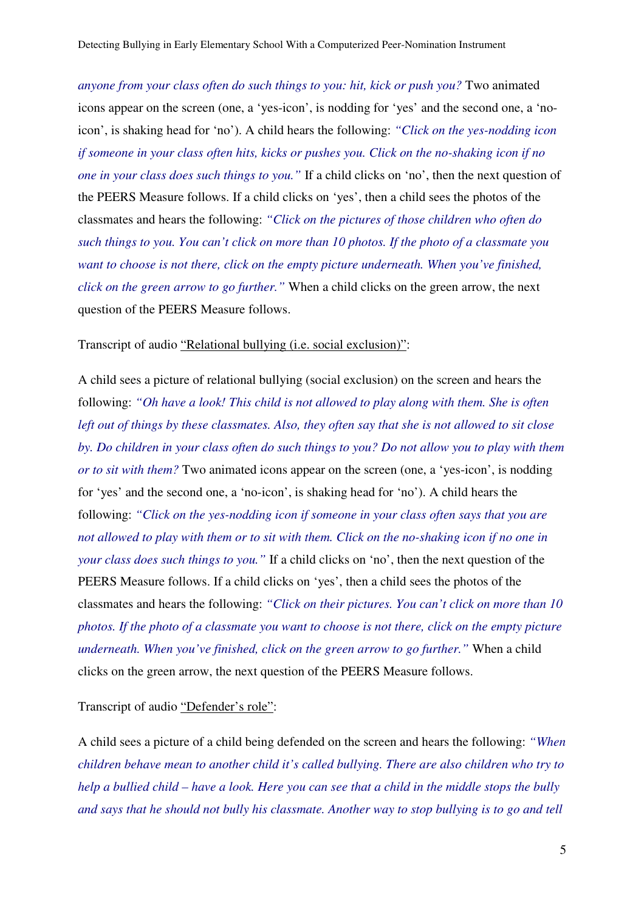*anyone from your class often do such things to you: hit, kick or push you?* Two animated icons appear on the screen (one, a 'yes-icon', is nodding for 'yes' and the second one, a 'no-icon', is shaking head for 'no'). A child hears the following: *"Click on the yes-nodding icon if someone in your class often hits, kicks or pushes you. Click on the no-shaking icon if no one in your class does such things to you."* If a child clicks on 'no', then the next question of the PEERS Measure follows. If a child clicks on 'yes', then a child sees the photos of the classmates and hears the following: *"Click on the pictures of those children who often do such things to you. You can't click on more than 10 photos. If the photo of a classmate you want to choose is not there, click on the empty picture underneath. When you've finished, click on the green arrow to go further."* When a child clicks on the green arrow, the next question of the PEERS Measure follows.

Transcript of audio "Relational bullying (i.e. social exclusion)":

A child sees a picture of relational bullying (social exclusion) on the screen and hears the following: *"Oh have a look! This child is not allowed to play along with them. She is often left out of things by these classmates. Also, they often say that she is not allowed to sit close by. Do children in your class often do such things to you? Do not allow you to play with them or to sit with them?* Two animated icons appear on the screen (one, a 'yes-icon', is nodding for 'yes' and the second one, a 'no-icon', is shaking head for 'no'). A child hears the following: *"Click on the yes-nodding icon if someone in your class often says that you are not allowed to play with them or to sit with them. Click on the no-shaking icon if no one in your class does such things to you."* If a child clicks on 'no', then the next question of the PEERS Measure follows. If a child clicks on 'yes', then a child sees the photos of the classmates and hears the following: *"Click on their pictures. You can't click on more than 10 photos. If the photo of a classmate you want to choose is not there, click on the empty picture underneath. When you've finished, click on the green arrow to go further."* When a child clicks on the green arrow, the next question of the PEERS Measure follows.

Transcript of audio "Defender's role":

A child sees a picture of a child being defended on the screen and hears the following: *"When children behave mean to another child it's called bullying. There are also children who try to help a bullied child – have a look. Here you can see that a child in the middle stops the bully and says that he should not bully his classmate. Another way to stop bullying is to go and tell*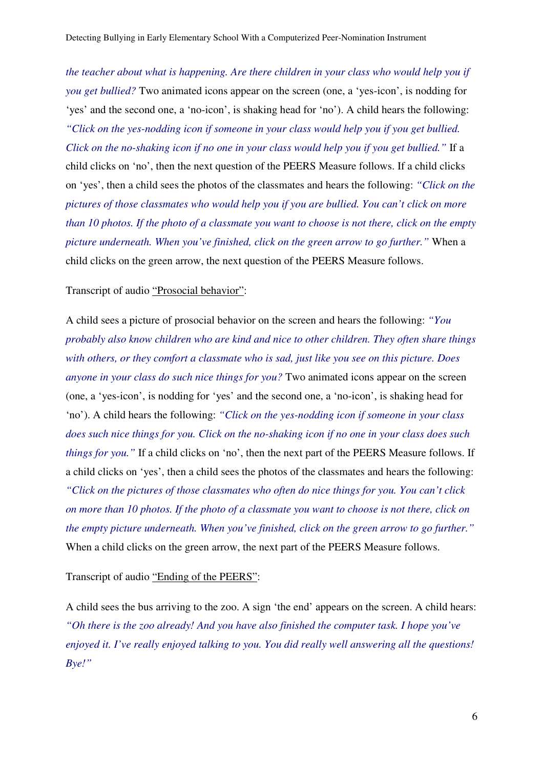*the teacher about what is happening. Are there children in your class who would help you if you get bullied?* Two animated icons appear on the screen (one, a 'yes-icon', is nodding for 'yes' and the second one, a 'no-icon', is shaking head for 'no'). A child hears the following: *"Click on the yes-nodding icon if someone in your class would help you if you get bullied. Click on the no-shaking icon if no one in your class would help you if you get bullied."* If a child clicks on 'no', then the next question of the PEERS Measure follows. If a child clicks on 'yes', then a child sees the photos of the classmates and hears the following: *"Click on the pictures of those classmates who would help you if you are bullied. You can't click on more than 10 photos. If the photo of a classmate you want to choose is not there, click on the empty picture underneath. When you've finished, click on the green arrow to go further."* When a child clicks on the green arrow, the next question of the PEERS Measure follows.

Transcript of audio "Prosocial behavior":

A child sees a picture of prosocial behavior on the screen and hears the following: *"You probably also know children who are kind and nice to other children. They often share things with others, or they comfort a classmate who is sad, just like you see on this picture. Does anyone in your class do such nice things for you?* Two animated icons appear on the screen (one, a 'yes-icon', is nodding for 'yes' and the second one, a 'no-icon', is shaking head for 'no'). A child hears the following: *"Click on the yes-nodding icon if someone in your class does such nice things for you. Click on the no-shaking icon if no one in your class does such things for you."* If a child clicks on 'no', then the next part of the PEERS Measure follows. If a child clicks on 'yes', then a child sees the photos of the classmates and hears the following: *"Click on the pictures of those classmates who often do nice things for you. You can't click on more than 10 photos. If the photo of a classmate you want to choose is not there, click on the empty picture underneath. When you've finished, click on the green arrow to go further."* When a child clicks on the green arrow, the next part of the PEERS Measure follows.

Transcript of audio "Ending of the PEERS":

A child sees the bus arriving to the zoo. A sign 'the end' appears on the screen. A child hears: *"Oh there is the zoo already! And you have also finished the computer task. I hope you've enjoyed it. I've really enjoyed talking to you. You did really well answering all the questions! Bye!"*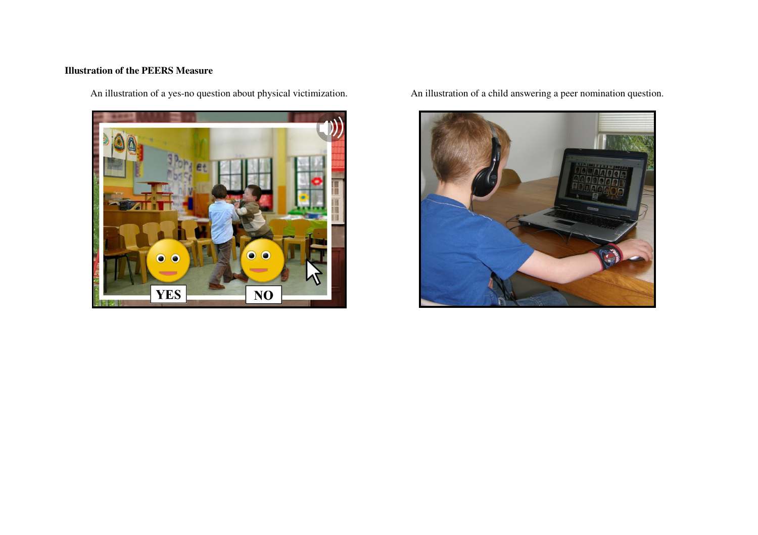**Illustration of the PEERS Measure**

An illustration of a yes-no question about physical victimization.

An illustration of a child answering a peer nomination question.